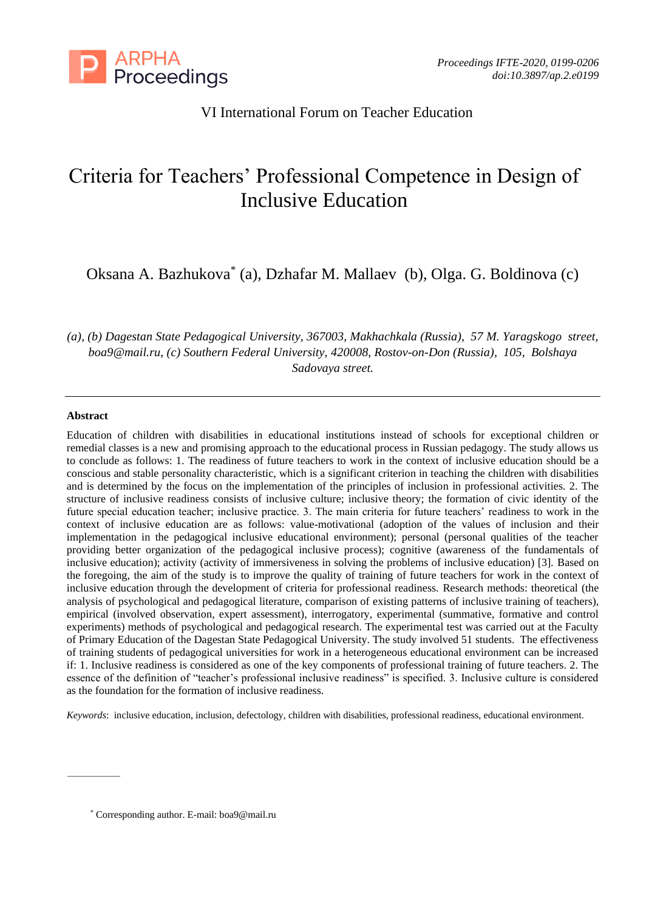VI International Forum on Teacher Education

# Criteria for Teachers' Professional Competence in Design of Inclusive Education

Oksana A. Bazhukova* (a), Dzhafar M. Mallaev (b), Olga. G. Boldinova (c)

*(a), (b) Dagestan State Pedagogical University, 367003, Makhachkala (Russia), 57 M. Yaragskogo street, boa9@mail.ru, (c) Southern Federal University, 420008, Rostov-on-Don (Russia), 105, Bolshaya Sadovaya street.*

---

**Abstract**

Education of children with disabilities in educational institutions instead of schools for exceptional children or remedial classes is a new and promising approach to the educational process in Russian pedagogy. The study allows us to conclude as follows: 1. The readiness of future teachers to work in the context of inclusive education should be a conscious and stable personality characteristic, which is a significant criterion in teaching the children with disabilities and is determined by the focus on the implementation of the principles of inclusion in professional activities. 2. The structure of inclusive readiness consists of inclusive culture; inclusive theory; the formation of civic identity of the future special education teacher; inclusive practice. 3. The main criteria for future teachers' readiness to work in the context of inclusive education are as follows: value-motivational (adoption of the values of inclusion and their implementation in the pedagogical inclusive educational environment); personal (personal qualities of the teacher providing better organization of the pedagogical inclusive process); cognitive (awareness of the fundamentals of inclusive education); activity (activity of immersiveness in solving the problems of inclusive education) [3]. Based on the foregoing, the aim of the study is to improve the quality of training of future teachers for work in the context of inclusive education through the development of criteria for professional readiness. Research methods: theoretical (the analysis of psychological and pedagogical literature, comparison of existing patterns of inclusive training of teachers), empirical (involved observation, expert assessment), interrogatory, experimental (summative, formative and control experiments) methods of psychological and pedagogical research. The experimental test was carried out at the Faculty of Primary Education of the Dagestan State Pedagogical University. The study involved 51 students. The effectiveness of training students of pedagogical universities for work in a heterogeneous educational environment can be increased if: 1. Inclusive readiness is considered as one of the key components of professional training of future teachers. 2. The essence of the definition of "teacher's professional inclusive readiness" is specified. 3. Inclusive culture is considered as the foundation for the formation of inclusive readiness.

*Keywords*: inclusive education, inclusion, defectology, children with disabilities, professional readiness, educational environment.

---

* Corresponding author. E-mail: boa9@mail.ru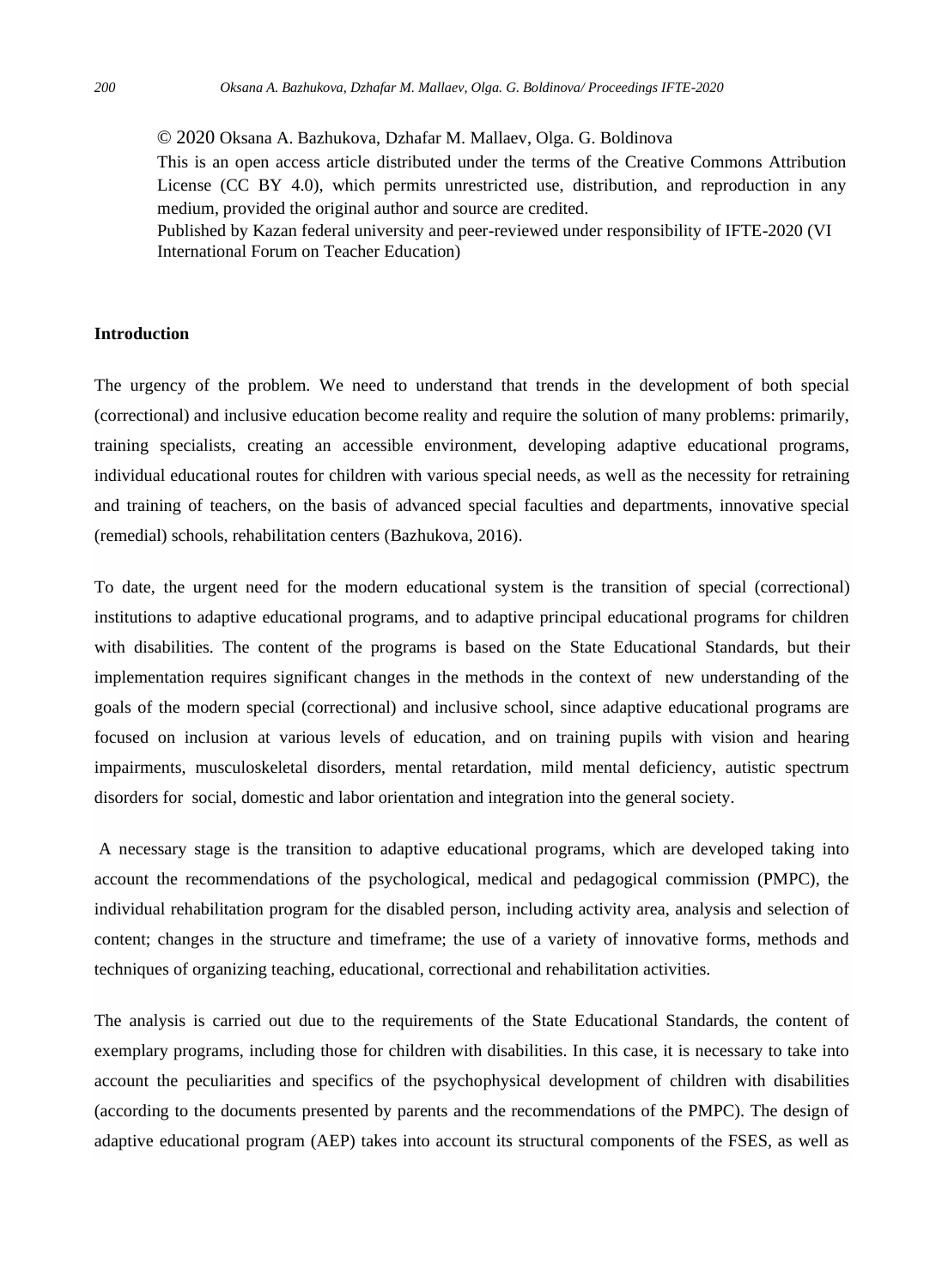© 2020 Oksana A. Bazhukova, Dzhafar M. Mallaev, Olga. G. Boldinova
This is an open access article distributed under the terms of the Creative Commons Attribution License (CC BY 4.0), which permits unrestricted use, distribution, and reproduction in any medium, provided the original author and source are credited.
Published by Kazan federal university and peer-reviewed under responsibility of IFTE-2020 (VI International Forum on Teacher Education)

## Introduction

The urgency of the problem. We need to understand that trends in the development of both special (correctional) and inclusive education become reality and require the solution of many problems: primarily, training specialists, creating an accessible environment, developing adaptive educational programs, individual educational routes for children with various special needs, as well as the necessity for retraining and training of teachers, on the basis of advanced special faculties and departments, innovative special (remedial) schools, rehabilitation centers (Bazhukova, 2016).

To date, the urgent need for the modern educational system is the transition of special (correctional) institutions to adaptive educational programs, and to adaptive principal educational programs for children with disabilities. The content of the programs is based on the State Educational Standards, but their implementation requires significant changes in the methods in the context of new understanding of the goals of the modern special (correctional) and inclusive school, since adaptive educational programs are focused on inclusion at various levels of education, and on training pupils with vision and hearing impairments, musculoskeletal disorders, mental retardation, mild mental deficiency, autistic spectrum disorders for social, domestic and labor orientation and integration into the general society.

A necessary stage is the transition to adaptive educational programs, which are developed taking into account the recommendations of the psychological, medical and pedagogical commission (PMPC), the individual rehabilitation program for the disabled person, including activity area, analysis and selection of content; changes in the structure and timeframe; the use of a variety of innovative forms, methods and techniques of organizing teaching, educational, correctional and rehabilitation activities.

The analysis is carried out due to the requirements of the State Educational Standards, the content of exemplary programs, including those for children with disabilities. In this case, it is necessary to take into account the peculiarities and specifics of the psychophysical development of children with disabilities (according to the documents presented by parents and the recommendations of the PMPC). The design of adaptive educational program (AEP) takes into account its structural components of the FSES, as well as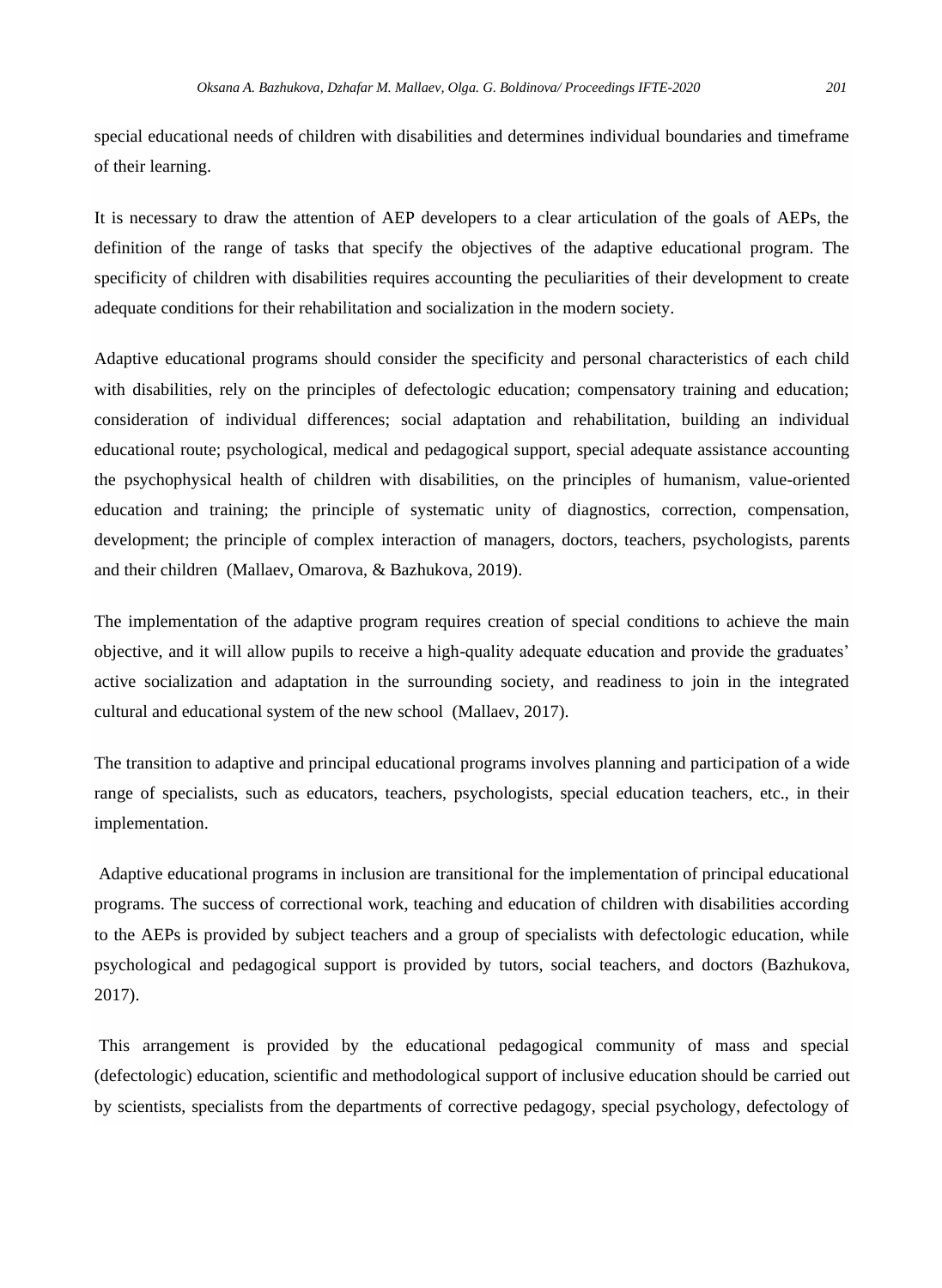special educational needs of children with disabilities and determines individual boundaries and timeframe of their learning.

It is necessary to draw the attention of AEP developers to a clear articulation of the goals of AEPs, the definition of the range of tasks that specify the objectives of the adaptive educational program. The specificity of children with disabilities requires accounting the peculiarities of their development to create adequate conditions for their rehabilitation and socialization in the modern society.

Adaptive educational programs should consider the specificity and personal characteristics of each child with disabilities, rely on the principles of defectologic education; compensatory training and education; consideration of individual differences; social adaptation and rehabilitation, building an individual educational route; psychological, medical and pedagogical support, special adequate assistance accounting the psychophysical health of children with disabilities, on the principles of humanism, value-oriented education and training; the principle of systematic unity of diagnostics, correction, compensation, development; the principle of complex interaction of managers, doctors, teachers, psychologists, parents and their children (Mallaev, Omarova, & Bazhukova, 2019).

The implementation of the adaptive program requires creation of special conditions to achieve the main objective, and it will allow pupils to receive a high-quality adequate education and provide the graduates' active socialization and adaptation in the surrounding society, and readiness to join in the integrated cultural and educational system of the new school (Mallaev, 2017).

The transition to adaptive and principal educational programs involves planning and participation of a wide range of specialists, such as educators, teachers, psychologists, special education teachers, etc., in their implementation.

Adaptive educational programs in inclusion are transitional for the implementation of principal educational programs. The success of correctional work, teaching and education of children with disabilities according to the AEPs is provided by subject teachers and a group of specialists with defectologic education, while psychological and pedagogical support is provided by tutors, social teachers, and doctors (Bazhukova, 2017).

This arrangement is provided by the educational pedagogical community of mass and special (defectologic) education, scientific and methodological support of inclusive education should be carried out by scientists, specialists from the departments of corrective pedagogy, special psychology, defectology of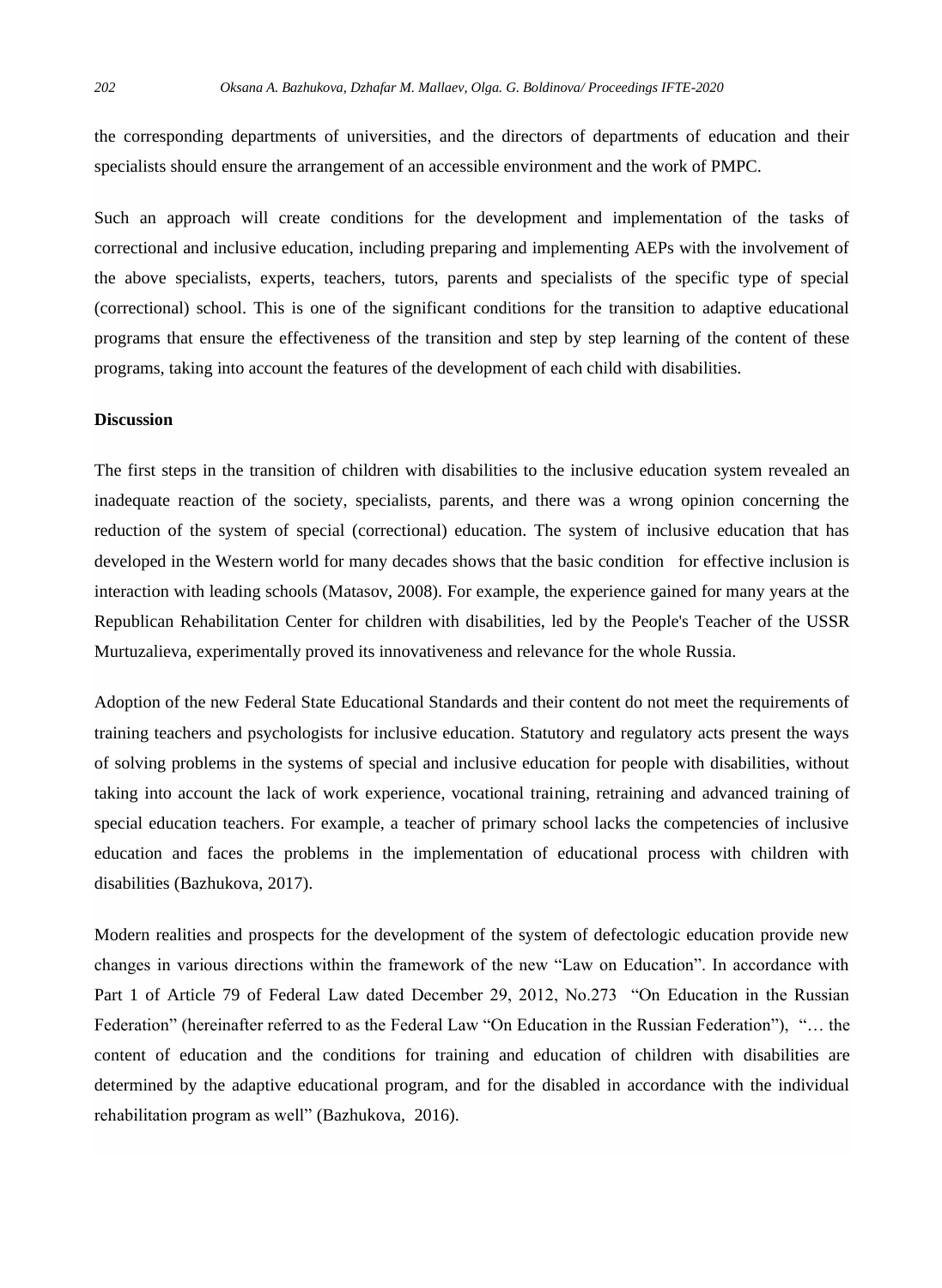the corresponding departments of universities, and the directors of departments of education and their specialists should ensure the arrangement of an accessible environment and the work of PMPC.

Such an approach will create conditions for the development and implementation of the tasks of correctional and inclusive education, including preparing and implementing AEPs with the involvement of the above specialists, experts, teachers, tutors, parents and specialists of the specific type of special (correctional) school. This is one of the significant conditions for the transition to adaptive educational programs that ensure the effectiveness of the transition and step by step learning of the content of these programs, taking into account the features of the development of each child with disabilities.

**Discussion**

The first steps in the transition of children with disabilities to the inclusive education system revealed an inadequate reaction of the society, specialists, parents, and there was a wrong opinion concerning the reduction of the system of special (correctional) education. The system of inclusive education that has developed in the Western world for many decades shows that the basic condition for effective inclusion is interaction with leading schools (Matasov, 2008). For example, the experience gained for many years at the Republican Rehabilitation Center for children with disabilities, led by the People's Teacher of the USSR Murtuzalieva, experimentally proved its innovativeness and relevance for the whole Russia.

Adoption of the new Federal State Educational Standards and their content do not meet the requirements of training teachers and psychologists for inclusive education. Statutory and regulatory acts present the ways of solving problems in the systems of special and inclusive education for people with disabilities, without taking into account the lack of work experience, vocational training, retraining and advanced training of special education teachers. For example, a teacher of primary school lacks the competencies of inclusive education and faces the problems in the implementation of educational process with children with disabilities (Bazhukova, 2017).

Modern realities and prospects for the development of the system of defectologic education provide new changes in various directions within the framework of the new "Law on Education". In accordance with Part 1 of Article 79 of Federal Law dated December 29, 2012, No.273 "On Education in the Russian Federation" (hereinafter referred to as the Federal Law "On Education in the Russian Federation"), "… the content of education and the conditions for training and education of children with disabilities are determined by the adaptive educational program, and for the disabled in accordance with the individual rehabilitation program as well" (Bazhukova, 2016).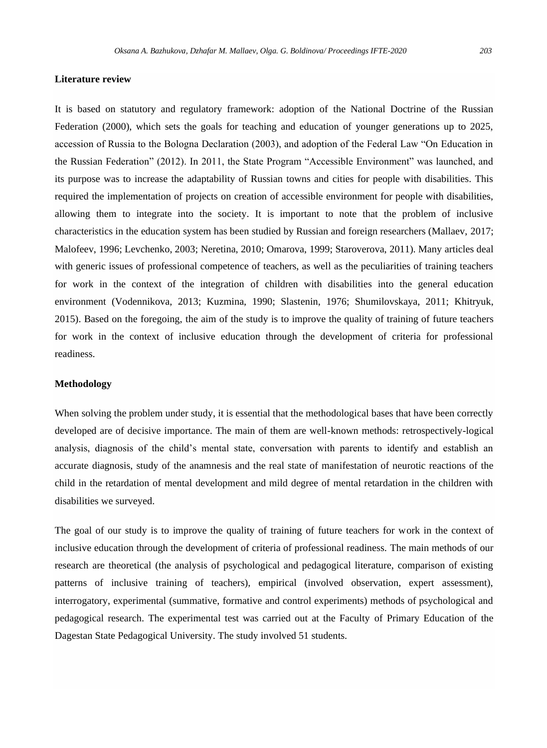## Literature review

It is based on statutory and regulatory framework: adoption of the National Doctrine of the Russian Federation (2000), which sets the goals for teaching and education of younger generations up to 2025, accession of Russia to the Bologna Declaration (2003), and adoption of the Federal Law "On Education in the Russian Federation" (2012). In 2011, the State Program "Accessible Environment" was launched, and its purpose was to increase the adaptability of Russian towns and cities for people with disabilities. This required the implementation of projects on creation of accessible environment for people with disabilities, allowing them to integrate into the society. It is important to note that the problem of inclusive characteristics in the education system has been studied by Russian and foreign researchers (Mallaev, 2017; Malofeev, 1996; Levchenko, 2003; Neretina, 2010; Omarova, 1999; Staroverova, 2011). Many articles deal with generic issues of professional competence of teachers, as well as the peculiarities of training teachers for work in the context of the integration of children with disabilities into the general education environment (Vodennikova, 2013; Kuzmina, 1990; Slastenin, 1976; Shumilovskaya, 2011; Khitryuk, 2015). Based on the foregoing, the aim of the study is to improve the quality of training of future teachers for work in the context of inclusive education through the development of criteria for professional readiness.

## Methodology

When solving the problem under study, it is essential that the methodological bases that have been correctly developed are of decisive importance. The main of them are well-known methods: retrospectively-logical analysis, diagnosis of the child's mental state, conversation with parents to identify and establish an accurate diagnosis, study of the anamnesis and the real state of manifestation of neurotic reactions of the child in the retardation of mental development and mild degree of mental retardation in the children with disabilities we surveyed.

The goal of our study is to improve the quality of training of future teachers for work in the context of inclusive education through the development of criteria of professional readiness. The main methods of our research are theoretical (the analysis of psychological and pedagogical literature, comparison of existing patterns of inclusive training of teachers), empirical (involved observation, expert assessment), interrogatory, experimental (summative, formative and control experiments) methods of psychological and pedagogical research. The experimental test was carried out at the Faculty of Primary Education of the Dagestan State Pedagogical University. The study involved 51 students.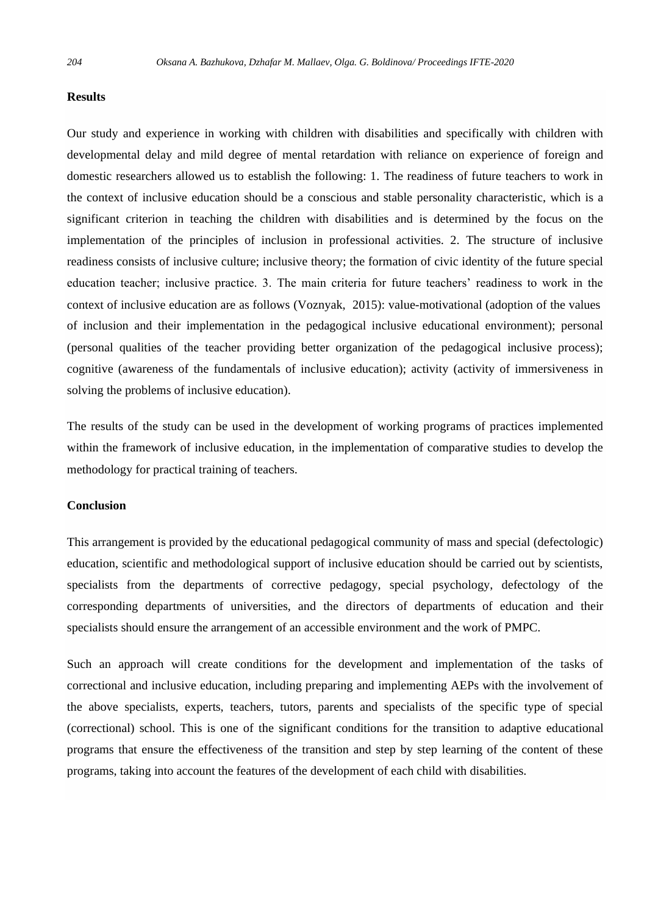## Results

Our study and experience in working with children with disabilities and specifically with children with developmental delay and mild degree of mental retardation with reliance on experience of foreign and domestic researchers allowed us to establish the following: 1. The readiness of future teachers to work in the context of inclusive education should be a conscious and stable personality characteristic, which is a significant criterion in teaching the children with disabilities and is determined by the focus on the implementation of the principles of inclusion in professional activities. 2. The structure of inclusive readiness consists of inclusive culture; inclusive theory; the formation of civic identity of the future special education teacher; inclusive practice. 3. The main criteria for future teachers' readiness to work in the context of inclusive education are as follows (Voznyak, 2015): value-motivational (adoption of the values of inclusion and their implementation in the pedagogical inclusive educational environment); personal (personal qualities of the teacher providing better organization of the pedagogical inclusive process); cognitive (awareness of the fundamentals of inclusive education); activity (activity of immersiveness in solving the problems of inclusive education).

The results of the study can be used in the development of working programs of practices implemented within the framework of inclusive education, in the implementation of comparative studies to develop the methodology for practical training of teachers.

## Conclusion

This arrangement is provided by the educational pedagogical community of mass and special (defectologic) education, scientific and methodological support of inclusive education should be carried out by scientists, specialists from the departments of corrective pedagogy, special psychology, defectology of the corresponding departments of universities, and the directors of departments of education and their specialists should ensure the arrangement of an accessible environment and the work of PMPC.

Such an approach will create conditions for the development and implementation of the tasks of correctional and inclusive education, including preparing and implementing AEPs with the involvement of the above specialists, experts, teachers, tutors, parents and specialists of the specific type of special (correctional) school. This is one of the significant conditions for the transition to adaptive educational programs that ensure the effectiveness of the transition and step by step learning of the content of these programs, taking into account the features of the development of each child with disabilities.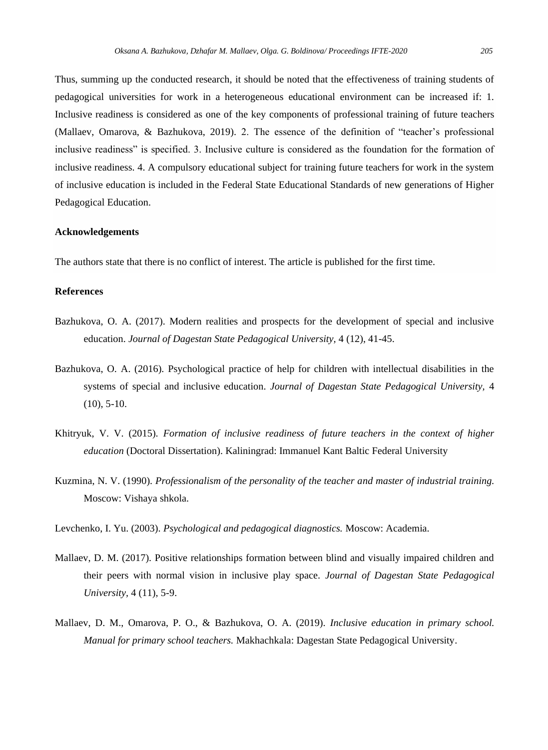Thus, summing up the conducted research, it should be noted that the effectiveness of training students of pedagogical universities for work in a heterogeneous educational environment can be increased if: 1. Inclusive readiness is considered as one of the key components of professional training of future teachers (Mallaev, Omarova, & Bazhukova, 2019). 2. The essence of the definition of "teacher's professional inclusive readiness" is specified. 3. Inclusive culture is considered as the foundation for the formation of inclusive readiness. 4. A compulsory educational subject for training future teachers for work in the system of inclusive education is included in the Federal State Educational Standards of new generations of Higher Pedagogical Education.

## Acknowledgements

The authors state that there is no conflict of interest. The article is published for the first time.

## References

Bazhukova, O. A. (2017). Modern realities and prospects for the development of special and inclusive education. *Journal of Dagestan State Pedagogical University*, 4 (12), 41-45.

Bazhukova, O. A. (2016). Psychological practice of help for children with intellectual disabilities in the systems of special and inclusive education. *Journal of Dagestan State Pedagogical University*, 4 (10), 5-10.

Khitryuk, V. V. (2015). *Formation of inclusive readiness of future teachers in the context of higher education* (Doctoral Dissertation). Kaliningrad: Immanuel Kant Baltic Federal University

Kuzmina, N. V. (1990). *Professionalism of the personality of the teacher and master of industrial training.* Moscow: Vishaya shkola.

Levchenko, I. Yu. (2003). *Psychological and pedagogical diagnostics.* Moscow: Academia.

Mallaev, D. M. (2017). Positive relationships formation between blind and visually impaired children and their peers with normal vision in inclusive play space. *Journal of Dagestan State Pedagogical University*, 4 (11), 5-9.

Mallaev, D. M., Omarova, P. O., & Bazhukova, O. A. (2019). *Inclusive education in primary school. Manual for primary school teachers.* Makhachkala: Dagestan State Pedagogical University.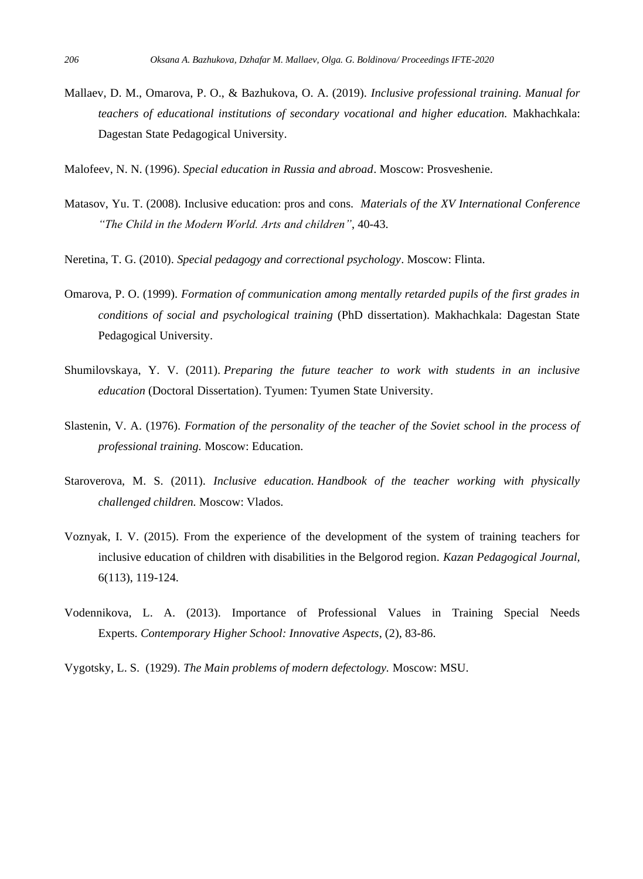Mallaev, D. M., Omarova, P. O., & Bazhukova, O. A. (2019). *Inclusive professional training. Manual for teachers of educational institutions of secondary vocational and higher education.* Makhachkala: Dagestan State Pedagogical University.

Malofeev, N. N. (1996). *Special education in Russia and abroad*. Moscow: Prosveshenie.

Matasov, Yu. T. (2008). Inclusive education: pros and cons. *Materials of the XV International Conference "The Child in the Modern World. Arts and children"*, 40-43.

Neretina, T. G. (2010). *Special pedagogy and correctional psychology*. Moscow: Flinta.

Omarova, P. O. (1999). *Formation of communication among mentally retarded pupils of the first grades in conditions of social and psychological training* (PhD dissertation). Makhachkala: Dagestan State Pedagogical University.

Shumilovskaya, Y. V. (2011). *Preparing the future teacher to work with students in an inclusive education* (Doctoral Dissertation). Tyumen: Tyumen State University.

Slastenin, V. A. (1976). *Formation of the personality of the teacher of the Soviet school in the process of professional training.* Moscow: Education.

Staroverova, M. S. (2011). *Inclusive education. Handbook of the teacher working with physically challenged children.* Moscow: Vlados.

Voznyak, I. V. (2015). From the experience of the development of the system of training teachers for inclusive education of children with disabilities in the Belgorod region. *Kazan Pedagogical Journal,* 6(113), 119-124.

Vodennikova, L. A. (2013). Importance of Professional Values in Training Special Needs Experts. *Contemporary Higher School: Innovative Aspects*, (2), 83-86.

Vygotsky, L. S. (1929). *The Main problems of modern defectology.* Moscow: MSU.